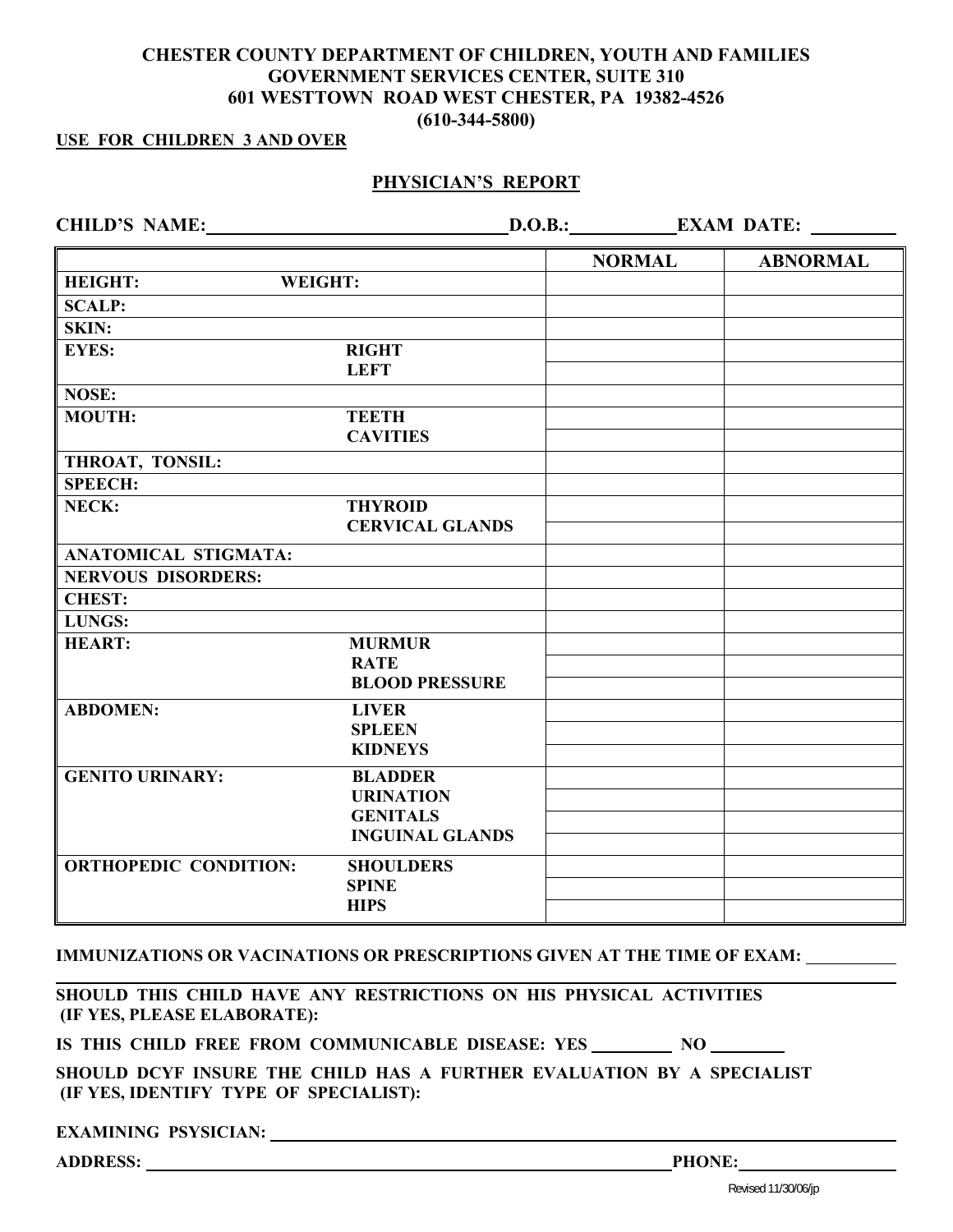**CHESTER COUNTY DEPARTMENT OF CHILDREN, YOUTH AND FAMILIES**
**GOVERNMENT SERVICES CENTER, SUITE 310**
**601 WESTTOWN ROAD WEST CHESTER, PA 19382-4526**
**(610-344-5800)**

**USE FOR CHILDREN 3 AND OVER**

# PHYSICIAN'S REPORT

**CHILD'S NAME:** ______________________ **D.O.B.:** __________ **EXAM DATE:** __________

| | | NORMAL | ABNORMAL |
|---|---|---|---|
| **HEIGHT:** **WEIGHT:** | | | |
| **SCALP:** | | | |
| **SKIN:** | | | |
| **EYES:** | **RIGHT** | | |
| | **LEFT** | | |
| **NOSE:** | | | |
| **MOUTH:** | **TEETH** | | |
| | **CAVITIES** | | |
| **THROAT, TONSIL:** | | | |
| **SPEECH:** | | | |
| **NECK:** | **THYROID** | | |
| | **CERVICAL GLANDS** | | |
| **ANATOMICAL STIGMATA:** | | | |
| **NERVOUS DISORDERS:** | | | |
| **CHEST:** | | | |
| **LUNGS:** | | | |
| **HEART:** | **MURMUR** | | |
| | **RATE** | | |
| | **BLOOD PRESSURE** | | |
| **ABDOMEN:** | **LIVER** | | |
| | **SPLEEN** | | |
| | **KIDNEYS** | | |
| **GENITO URINARY:** | **BLADDER** | | |
| | **URINATION** | | |
| | **GENITALS** | | |
| | **INGUINAL GLANDS** | | |
| **ORTHOPEDIC CONDITION:** | **SHOULDERS** | | |
| | **SPINE** | | |
| | **HIPS** | | |

**IMMUNIZATIONS OR VACINATIONS OR PRESCRIPTIONS GIVEN AT THE TIME OF EXAM:** __________

**SHOULD THIS CHILD HAVE ANY RESTRICTIONS ON HIS PHYSICAL ACTIVITIES (IF YES, PLEASE ELABORATE):**

**IS THIS CHILD FREE FROM COMMUNICABLE DISEASE: YES** ________ **NO** ________

**SHOULD DCYF INSURE THE CHILD HAS A FURTHER EVALUATION BY A SPECIALIST (IF YES, IDENTIFY TYPE OF SPECIALIST):**

**EXAMINING PSYSICIAN:** ______________________________________

**ADDRESS:** ______________________________________ **PHONE:** ______________

Revised 11/30/06/jp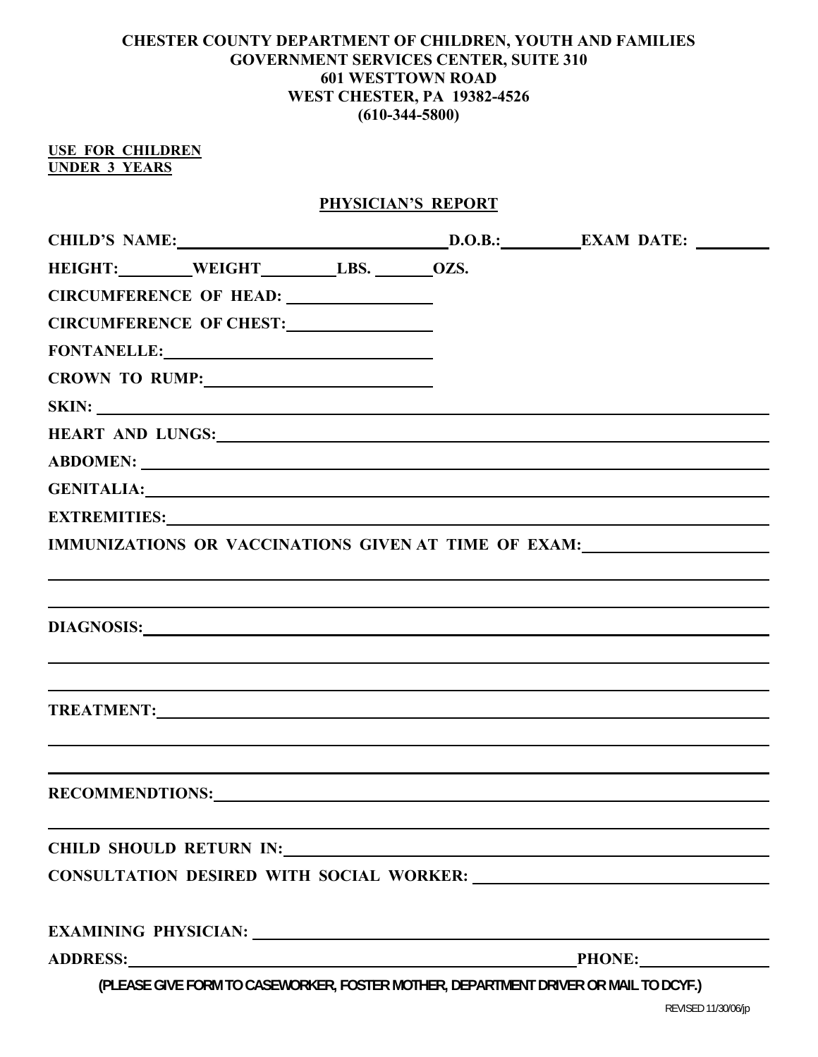**CHESTER COUNTY DEPARTMENT OF CHILDREN, YOUTH AND FAMILIES**
**GOVERNMENT SERVICES CENTER, SUITE 310**
**601 WESTTOWN ROAD**
**WEST CHESTER, PA 19382-4526**
**(610-344-5800)**

**USE FOR CHILDREN UNDER 3 YEARS**

## PHYSICIAN'S REPORT

**CHILD'S NAME:** ______________________ **D.O.B.:** __________ **EXAM DATE:** __________

**HEIGHT:** ________ **WEIGHT** ________ **LBS.** ______ **OZS.**

**CIRCUMFERENCE OF HEAD:** ________________

**CIRCUMFERENCE OF CHEST:** ________________

**FONTANELLE:** ________________

**CROWN TO RUMP:** ________________

**SKIN:** ______________________________________________

**HEART AND LUNGS:** ______________________________________________

**ABDOMEN:** ______________________________________________

**GENITALIA:** ______________________________________________

**EXTREMITIES:** ______________________________________________

**IMMUNIZATIONS OR VACCINATIONS GIVEN AT TIME OF EXAM:** ______________________

______________________________________________

______________________________________________

**DIAGNOSIS:** ______________________________________________

______________________________________________

______________________________________________

**TREATMENT:** ______________________________________________

______________________________________________

______________________________________________

**RECOMMENDTIONS:** ______________________________________________

______________________________________________

**CHILD SHOULD RETURN IN:** ______________________________________________

**CONSULTATION DESIRED WITH SOCIAL WORKER:** ______________________________

**EXAMINING PHYSICIAN:** ______________________________________________

**ADDRESS:** ______________________________________________ **PHONE:** ________________

**(PLEASE GIVE FORM TO CASEWORKER, FOSTER MOTHER, DEPARTMENT DRIVER OR MAIL TO DCYF.)**

REVISED 11/30/06/jp